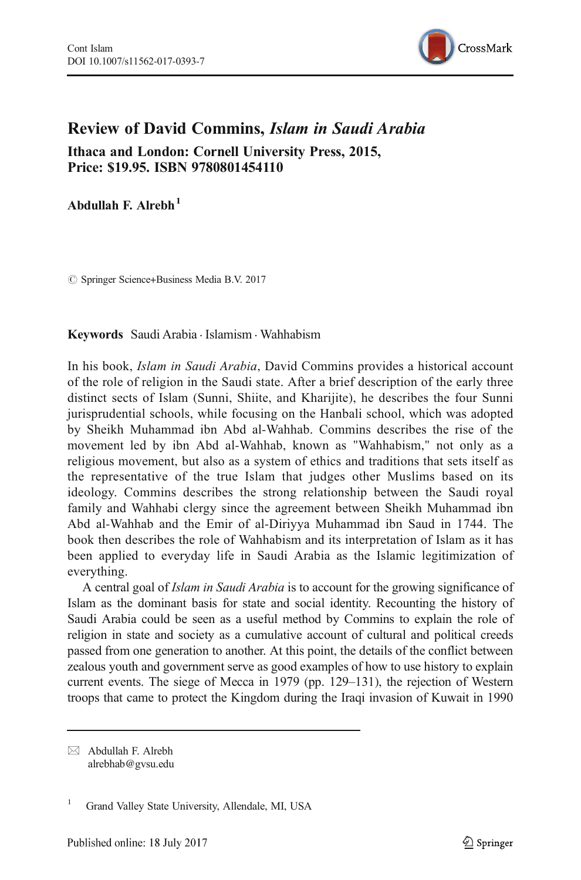# Review of David Commins, *Islam in Saudi Arabia*

**Ithaca and London: Cornell University Press, 2015, Price: $19.95. ISBN 9780801454110**

**Abdullah F. Alrebh**[1]

© Springer Science+Business Media B.V. 2017

**Keywords** Saudi Arabia · Islamism · Wahhabism

In his book, *Islam in Saudi Arabia*, David Commins provides a historical account of the role of religion in the Saudi state. After a brief description of the early three distinct sects of Islam (Sunni, Shiite, and Kharijite), he describes the four Sunni jurisprudential schools, while focusing on the Hanbali school, which was adopted by Sheikh Muhammad ibn Abd al-Wahhab. Commins describes the rise of the movement led by ibn Abd al-Wahhab, known as "Wahhabism," not only as a religious movement, but also as a system of ethics and traditions that sets itself as the representative of the true Islam that judges other Muslims based on its ideology. Commins describes the strong relationship between the Saudi royal family and Wahhabi clergy since the agreement between Sheikh Muhammad ibn Abd al-Wahhab and the Emir of al-Diriyya Muhammad ibn Saud in 1744. The book then describes the role of Wahhabism and its interpretation of Islam as it has been applied to everyday life in Saudi Arabia as the Islamic legitimization of everything.

A central goal of *Islam in Saudi Arabia* is to account for the growing significance of Islam as the dominant basis for state and social identity. Recounting the history of Saudi Arabia could be seen as a useful method by Commins to explain the role of religion in state and society as a cumulative account of cultural and political creeds passed from one generation to another. At this point, the details of the conflict between zealous youth and government serve as good examples of how to use history to explain current events. The siege of Mecca in 1979 (pp. 129–131), the rejection of Western troops that came to protect the Kingdom during the Iraqi invasion of Kuwait in 1990

---

✉ Abdullah F. Alrebh
alrebhab@gvsu.edu

[1] Grand Valley State University, Allendale, MI, USA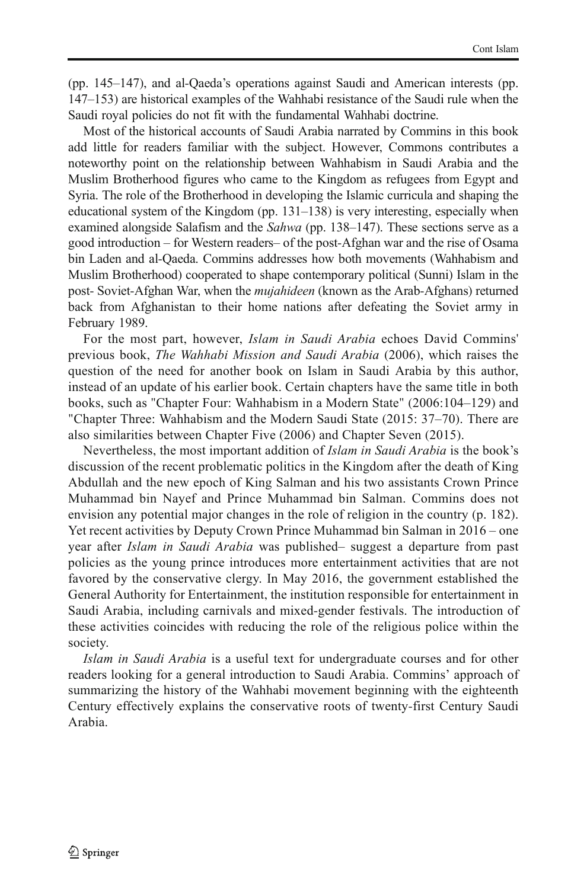(pp. 145–147), and al-Qaeda's operations against Saudi and American interests (pp. 147–153) are historical examples of the Wahhabi resistance of the Saudi rule when the Saudi royal policies do not fit with the fundamental Wahhabi doctrine.

Most of the historical accounts of Saudi Arabia narrated by Commins in this book add little for readers familiar with the subject. However, Commons contributes a noteworthy point on the relationship between Wahhabism in Saudi Arabia and the Muslim Brotherhood figures who came to the Kingdom as refugees from Egypt and Syria. The role of the Brotherhood in developing the Islamic curricula and shaping the educational system of the Kingdom (pp. 131–138) is very interesting, especially when examined alongside Salafism and the *Sahwa* (pp. 138–147). These sections serve as a good introduction – for Western readers– of the post-Afghan war and the rise of Osama bin Laden and al-Qaeda. Commins addresses how both movements (Wahhabism and Muslim Brotherhood) cooperated to shape contemporary political (Sunni) Islam in the post- Soviet-Afghan War, when the *mujahideen* (known as the Arab-Afghans) returned back from Afghanistan to their home nations after defeating the Soviet army in February 1989.

For the most part, however, *Islam in Saudi Arabia* echoes David Commins' previous book, *The Wahhabi Mission and Saudi Arabia* (2006), which raises the question of the need for another book on Islam in Saudi Arabia by this author, instead of an update of his earlier book. Certain chapters have the same title in both books, such as "Chapter Four: Wahhabism in a Modern State" (2006:104–129) and "Chapter Three: Wahhabism and the Modern Saudi State (2015: 37–70). There are also similarities between Chapter Five (2006) and Chapter Seven (2015).

Nevertheless, the most important addition of *Islam in Saudi Arabia* is the book's discussion of the recent problematic politics in the Kingdom after the death of King Abdullah and the new epoch of King Salman and his two assistants Crown Prince Muhammad bin Nayef and Prince Muhammad bin Salman. Commins does not envision any potential major changes in the role of religion in the country (p. 182). Yet recent activities by Deputy Crown Prince Muhammad bin Salman in 2016 – one year after *Islam in Saudi Arabia* was published– suggest a departure from past policies as the young prince introduces more entertainment activities that are not favored by the conservative clergy. In May 2016, the government established the General Authority for Entertainment, the institution responsible for entertainment in Saudi Arabia, including carnivals and mixed-gender festivals. The introduction of these activities coincides with reducing the role of the religious police within the society.

*Islam in Saudi Arabia* is a useful text for undergraduate courses and for other readers looking for a general introduction to Saudi Arabia. Commins' approach of summarizing the history of the Wahhabi movement beginning with the eighteenth Century effectively explains the conservative roots of twenty-first Century Saudi Arabia.